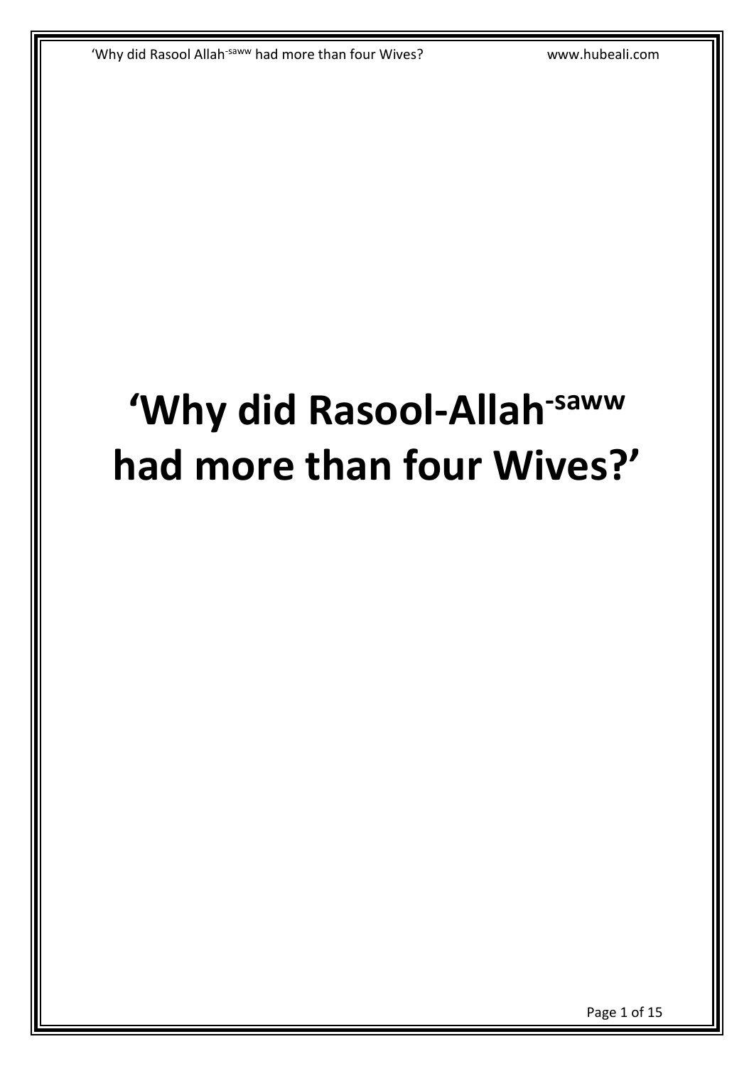# ‘Why did Rasool-Allah-saww had more than four Wives?’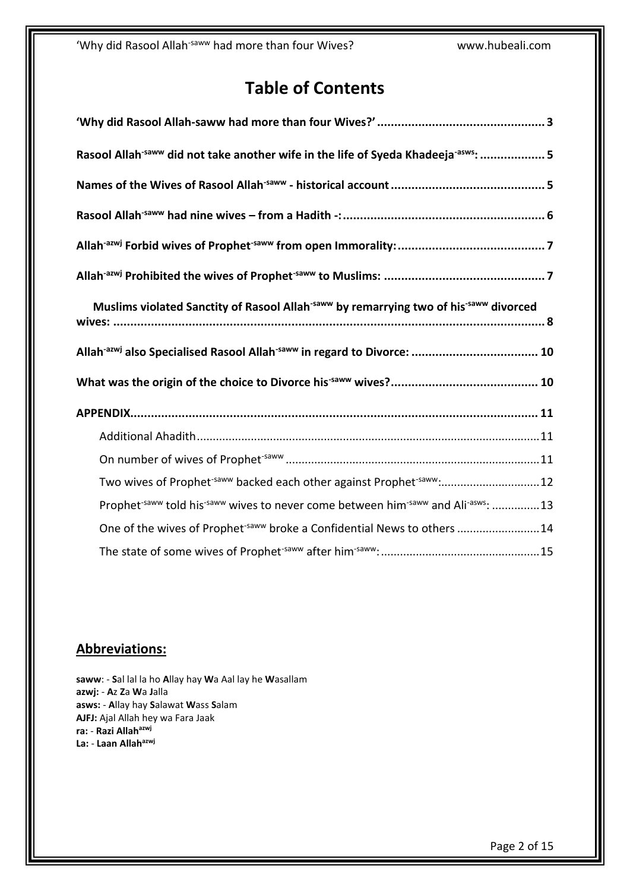# Table of Contents

**'Why did Rasool Allah-saww had more than four Wives?'** ........ 3

**Rasool Allah-saww did not take another wife in the life of Syeda Khadeeja-asws:** ........ 5

**Names of the Wives of Rasool Allah-saww - historical account** ........ 5

**Rasool Allah-saww had nine wives – from a Hadith -:** ........ 6

**Allah-azwj Forbid wives of Prophet-saww from open Immorality:** ........ 7

**Allah-azwj Prohibited the wives of Prophet-saww to Muslims:** ........ 7

**Muslims violated Sanctity of Rasool Allah-saww by remarrying two of his-saww divorced wives:** ........ 8

**Allah-azwj also Specialised Rasool Allah-saww in regard to Divorce:** ........ 10

**What was the origin of the choice to Divorce his-saww wives?** ........ 10

**APPENDIX** ........ 11

- Additional Ahadith ........ 11
- On number of wives of Prophet-saww ........ 11
- Two wives of Prophet-saww backed each other against Prophet-saww: ........ 12
- Prophet-saww told his-saww wives to never come between him-saww and Ali-asws: ........ 13
- One of the wives of Prophet-saww broke a Confidential News to others ........ 14
- The state of some wives of Prophet-saww after him-saww: ........ 15

## Abbreviations:

**saww**: - **S**al lal la ho **A**llay hay **W**a Aal lay he **W**asallam
**azwj:** - **A**z **Z**a **W**a **J**alla
**asws:** - **A**llay hay **S**alawat **W**ass **S**alam
**AJFJ:** Ajal Allah hey wa Fara Jaak
**ra:** - **Razi Allah**azwj
**La:** - **Laan Allah**azwj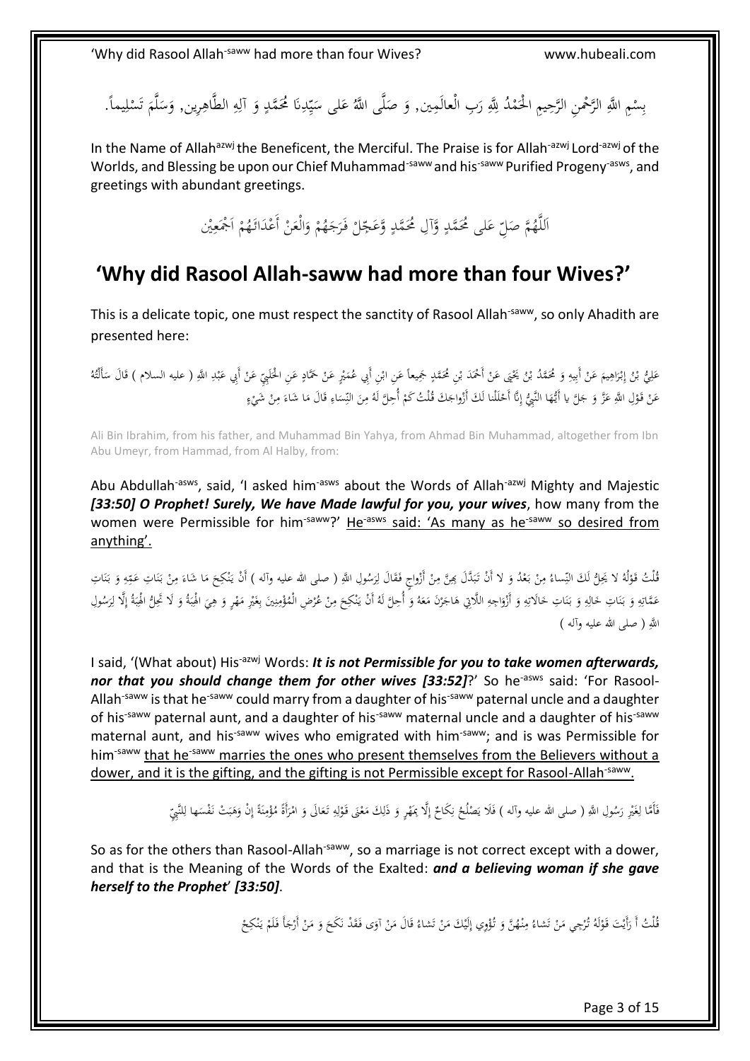بِسْمِ اللَّهِ الرَّحْمنِ الرَّحِيمِ الْحَمْدُ لِلَّهِ رَبِ الْعالَمِين, وَ صَلَّى اللَّهُ عَلى سَيِّدِنَا مُحَمَّدٍ وَ آلِهِ الطَّاهِرِين, وَسَلَّمَ تَسْلِيماً.

In the Name of Allah[azwj] the Beneficent, the Merciful. The Praise is for Allah[-azwj] Lord[-azwj] of the Worlds, and Blessing be upon our Chief Muhammad[-saww] and his[-saww] Purified Progeny[-asws], and greetings with abundant greetings.

اَللَّهُمَّ صَلِّ عَلى مُحَمَّدٍ وَّآلِ مُحَمَّدٍ وَّعَجِّلْ فَرَجَهُمْ وَالْعَنْ أَعْدَائَهُمْ اَجْمَعِيْنَ

## 'Why did Rasool Allah-saww had more than four Wives?'

This is a delicate topic, one must respect the sanctity of Rasool Allah[-saww], so only Ahadith are presented here:

عَلِيُّ بْنُ إِبْرَاهِيمَ عَنْ أَبِيهِ وَ مُحَمَّدُ بْنُ يَحْيَى عَنْ أَحْمَدَ بْنِ مُحَمَّدٍ جَمِيعاً عَنِ ابْنِ أَبِي عُمَيْرٍ عَنْ حَمَّادٍ عَنِ الْحَلَبِيِّ عَنْ أَبِي عَبْدِ اللَّهِ ( عليه السلام ) قَالَ سَأَلْتُهُ عَنْ قَوْلِ اللَّهِ عَزَّ وَ جَلَّ يا أَيُّهَا النَّبِيُّ إِنَّا أَحْلَلْنا لَكَ أَزْواجَكَ قُلْتُ كَمْ أُحِلَّ لَهُ مِنَ النِّسَاءِ قَالَ مَا شَاءَ مِنْ شَيْءٍ

Ali Bin Ibrahim, from his father, and Muhammad Bin Yahya, from Ahmad Bin Muhammad, altogether from Ibn Abu Umeyr, from Hammad, from Al Halby, from:

Abu Abdullah[-asws], said, 'I asked him[-asws] about the Words of Allah[-azwj] Mighty and Majestic ***[33:50] O Prophet! Surely, We have Made lawful for you, your wives***, how many from the women were Permissible for him[-saww]?' He[-asws] said: 'As many as he[-saww] so desired from anything'.

قُلْتُ قَوْلُهُ لا يَحِلُّ لَكَ النِّساءُ مِنْ بَعْدُ وَ لا أَنْ تَبَدَّلَ بِهِنَّ مِنْ أَزْواجٍ فَقَالَ لِرَسُولِ اللَّهِ ( صلى الله عليه وآله ) أَنْ يَنْكِحَ مَا شَاءَ مِنْ بَنَاتِ عَمِّهِ وَ بَنَاتِ عَمَّاتِهِ وَ بَنَاتِ خَالِهِ وَ بَنَاتِ خَالَاتِهِ وَ أَزْوَاجِهِ اللَّاتِي هَاجَرْنَ مَعَهُ وَ أُحِلَّ لَهُ أَنْ يَنْكِحَ مِنْ عُرْضِ الْمُؤْمِنِينَ بِغَيْرِ مَهْرٍ وَ هِيَ الْهِبَةُ وَ لَا تَحِلُّ الْهِبَةُ إِلَّا لِرَسُولِ اللَّهِ ( صلى الله عليه وآله )

I said, '(What about) His[-azwj] Words: ***It is not Permissible for you to take women afterwards, nor that you should change them for other wives [33:52]***?' So he[-asws] said: 'For Rasool-Allah[-saww] is that he[-saww] could marry from a daughter of his[-saww] paternal uncle and a daughter of his[-saww] paternal aunt, and a daughter of his[-saww] maternal uncle and a daughter of his[-saww] maternal aunt, and his[-saww] wives who emigrated with him[-saww]; and is was Permissible for him[-saww] that he[-saww] marries the ones who present themselves from the Believers without a dower, and it is the gifting, and the gifting is not Permissible except for Rasool-Allah[-saww].

فَأَمَّا لِغَيْرِ رَسُولِ اللَّهِ ( صلى الله عليه وآله ) فَلَا يَصْلُحُ نِكَاحٌ إِلَّا بِمَهْرٍ وَ ذَلِكَ مَعْنَى قَوْلِهِ تَعَالَى وَ امْرَأَةً مُؤْمِنَةً إِنْ وَهَبَتْ نَفْسَها لِلنَّبِيِّ

So as for the others than Rasool-Allah[-saww], so a marriage is not correct except with a dower, and that is the Meaning of the Words of the Exalted: ***and a believing woman if she gave herself to the Prophet' [33:50]***.

قُلْتُ أَ رَأَيْتَ قَوْلَهُ تُرْجِي مَنْ تَشاءُ مِنْهُنَّ وَ تُؤْوِي إِلَيْكَ مَنْ تَشاءُ قَالَ مَنْ آوَى فَقَدْ نَكَحَ وَ مَنْ أَرْجَأَ فَلَمْ يَنْكِحْ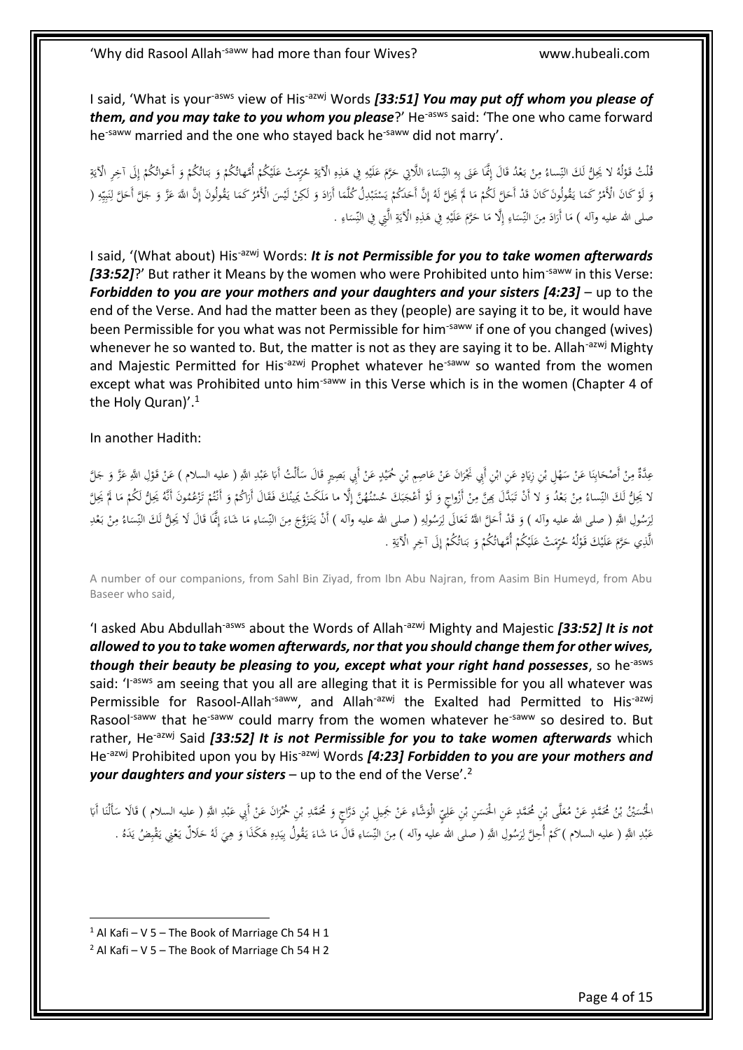I said, 'What is your[-asws] view of His[-azwj] Words ***[33:51] You may put off whom you please of them, and you may take to you whom you please***?' He[-asws] said: 'The one who came forward he[-saww] married and the one who stayed back he[-saww] did not marry'.

قُلْتُ قَوْلُهُ لا يَحِلُّ لَكَ النِّساءُ مِنْ بَعْدُ قَالَ إِنَّمَا عَنَى بِهِ النِّسَاءَ اللَّاتِي حَرَّمَ عَلَيْهِ فِي هَذِهِ الْآيَةِ حُرِّمَتْ عَلَيْكُمْ أُمَّهاتُكُمْ وَ بَناتُكُمْ وَ أَخَواتُكُمْ إِلَى آخِرِ الْآيَةِ وَ لَوْ كَانَ الْأَمْرُ كَمَا يَقُولُونَ كَانَ قَدْ أَحَلَّ لَكُمْ مَا لَمْ يَحِلَّ لَهُ إِنَّ أَحَدَكُمْ يَسْتَبْدِلُ كُلَّمَا أَرَادَ وَ لَكِنْ لَيْسَ الْأَمْرُ كَمَا يَقُولُونَ إِنَّ اللَّهَ عَزَّ وَ جَلَّ أَحَلَّ لِنَبِيِّهِ ( صلى الله عليه وآله ) مَا أَرَادَ مِنَ النِّسَاءِ إِلَّا مَا حَرَّمَ عَلَيْهِ فِي هَذِهِ الْآيَةِ الَّتِي فِي النِّسَاءِ .

I said, '(What about) His[-azwj] Words: ***It is not Permissible for you to take women afterwards [33:52]***?' But rather it Means by the women who were Prohibited unto him[-saww] in this Verse: ***Forbidden to you are your mothers and your daughters and your sisters [4:23]*** – up to the end of the Verse. And had the matter been as they (people) are saying it to be, it would have been Permissible for you what was not Permissible for him[-saww] if one of you changed (wives) whenever he so wanted to. But, the matter is not as they are saying it to be. Allah[-azwj] Mighty and Majestic Permitted for His[-azwj] Prophet whatever he[-saww] so wanted from the women except what was Prohibited unto him[-saww] in this Verse which is in the women (Chapter 4 of the Holy Quran)'.[1]

In another Hadith:

عِدَّةٌ مِنْ أَصْحَابِنَا عَنْ سَهْلِ بْنِ زِيَادٍ عَنِ ابْنِ أَبِي نَجْرَانَ عَنْ عَاصِمِ بْنِ حُمَيْدٍ عَنْ أَبِي بَصِيرٍ قَالَ سَأَلْتُ أَبَا عَبْدِ اللَّهِ ( عليه السلام ) عَنْ قَوْلِ اللَّهِ عَزَّ وَ جَلَّ لا يَحِلُّ لَكَ النِّساءُ مِنْ بَعْدُ وَ لا أَنْ تَبَدَّلَ بِهِنَّ مِنْ أَزْواجٍ وَ لَوْ أَعْجَبَكَ حُسْنُهُنَّ إِلَّا ما مَلَكَتْ يَمِينُكَ فَقَالَ أَرَاكُمْ وَ أَنْتُمْ تَزْعُمُونَ أَنَّهُ يَحِلُّ لَكُمْ مَا لَمْ يَحِلَّ لِرَسُولِ اللَّهِ ( صلى الله عليه وآله ) وَ قَدْ أَحَلَّ اللَّهُ تَعَالَى لِرَسُولِهِ ( صلى الله عليه وآله ) أَنْ يَتَزَوَّجَ مِنَ النِّسَاءِ مَا شَاءَ إِنَّمَا قَالَ لَا يَحِلُّ لَكَ النِّسَاءُ مِنْ بَعْدِ الَّذِي حَرَّمَ عَلَيْكَ قَوْلُهُ حُرِّمَتْ عَلَيْكُمْ أُمَّهاتُكُمْ وَ بَناتُكُمْ إِلَى آخِرِ الْآيَةِ .

A number of our companions, from Sahl Bin Ziyad, from Ibn Abu Najran, from Aasim Bin Humeyd, from Abu Baseer who said,

'I asked Abu Abdullah[-asws] about the Words of Allah[-azwj] Mighty and Majestic ***[33:52] It is not allowed to you to take women afterwards, nor that you should change them for other wives, though their beauty be pleasing to you, except what your right hand possesses***, so he[-asws] said: 'I[-asws] am seeing that you all are alleging that it is Permissible for you all whatever was Permissible for Rasool-Allah[-saww], and Allah[-azwj] the Exalted had Permitted to His[-azwj] Rasool[-saww] that he[-saww] could marry from the women whatever he[-saww] so desired to. But rather, He[-azwj] Said ***[33:52] It is not Permissible for you to take women afterwards*** which He[-azwj] Prohibited upon you by His[-azwj] Words ***[4:23] Forbidden to you are your mothers and your daughters and your sisters*** – up to the end of the Verse'.[2]

الْحُسَيْنُ بْنُ مُحَمَّدٍ عَنْ مُعَلَّى بْنِ مُحَمَّدٍ عَنِ الْحَسَنِ بْنِ عَلِيٍّ الْوَشَّاءِ عَنْ جَمِيلِ بْنِ دَرَّاجٍ وَ مُحَمَّدِ بْنِ حُمْرَانَ عَنْ أَبِي عَبْدِ اللَّهِ ( عليه السلام ) قَالَا سَأَلْنَا أَبَا عَبْدِ اللَّهِ ( عليه السلام ) كَمْ أُحِلَّ لِرَسُولِ اللَّهِ ( صلى الله عليه وآله ) مِنَ النِّسَاءِ قَالَ مَا شَاءَ يَقُولُ بِيَدِهِ هَكَذَا وَ هِيَ لَهُ حَلَالٌ يَعْنِي يَقْبِضُ يَدَهُ .

[1] Al Kafi – V 5 – The Book of Marriage Ch 54 H 1

[2] Al Kafi – V 5 – The Book of Marriage Ch 54 H 2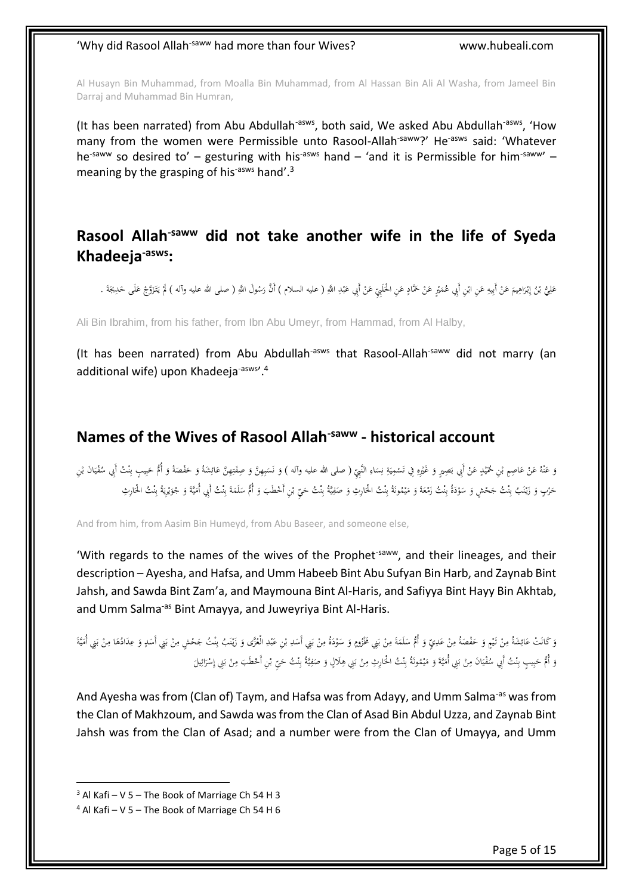Al Husayn Bin Muhammad, from Moalla Bin Muhammad, from Al Hassan Bin Ali Al Washa, from Jameel Bin Darraj and Muhammad Bin Humran,

(It has been narrated) from Abu Abdullah-asws, both said, We asked Abu Abdullah-asws, 'How many from the women were Permissible unto Rasool-Allah-saww?' He-asws said: 'Whatever he-saww so desired to' – gesturing with his-asws hand – 'and it is Permissible for him-saww' – meaning by the grasping of his-asws hand'.[3]

## Rasool Allah-saww did not take another wife in the life of Syeda Khadeeja-asws:

عَلِيُّ بْنُ إِبْرَاهِيمَ عَنْ أَبِيهِ عَنِ ابْنِ أَبِي عُمَيْرٍ عَنْ حَمَّادٍ عَنِ الْحَلَبِيِّ عَنْ أَبِي عَبْدِ اللَّهِ ( عليه السلام ) أَنَّ رَسُولَ اللَّهِ ( صلى الله عليه وآله ) لَمْ يَتَزَوَّجْ عَلَى خَدِيجَةَ .

Ali Bin Ibrahim, from his father, from Ibn Abu Umeyr, from Hammad, from Al Halby,

(It has been narrated) from Abu Abdullah-asws that Rasool-Allah-saww did not marry (an additional wife) upon Khadeeja-asws'.[4]

## Names of the Wives of Rasool Allah-saww - historical account

وَ عَنْهُ عَنْ عَاصِمِ بْنِ حُمَيْدٍ عَنْ أَبِي بَصِيرٍ وَ غَيْرِهِ فِي تَسْمِيَةِ نِسَاءِ النَّبِيِّ ( صلى الله عليه وآله ) وَ نَسَبِهِنَّ وَ صِفَتِهِنَّ عَائِشَةُ وَ حَفْصَةُ وَ أُمُّ حَبِيبٍ بِنْتُ أَبِي سُفْيَانَ بْنِ حَرْبٍ وَ زَيْنَبُ بِنْتُ جَحْشٍ وَ سَوْدَةُ بِنْتُ زَمْعَةَ وَ مَيْمُونَةُ بِنْتُ الْحَارِثِ وَ صَفِيَّةُ بِنْتُ حَيِّ بْنِ أَخْطَبَ وَ أُمُّ سَلَمَةَ بِنْتُ أَبِي أُمَيَّةَ وَ جُوَيْرِيَةُ بِنْتُ الْحَارِثِ

And from him, from Aasim Bin Humeyd, from Abu Baseer, and someone else,

'With regards to the names of the wives of the Prophet-saww, and their lineages, and their description – Ayesha, and Hafsa, and Umm Habeeb Bint Abu Sufyan Bin Harb, and Zaynab Bint Jahsh, and Sawda Bint Zam'a, and Maymouna Bint Al-Haris, and Safiyya Bint Hayy Bin Akhtab, and Umm Salma-as Bint Amayya, and Juweyriya Bint Al-Haris.

وَ كَانَتْ عَائِشَةُ مِنْ تَيْمٍ وَ حَفْصَةُ مِنْ عَدِيٍّ وَ أُمُّ سَلَمَةَ مِنْ بَنِي مَخْزُومٍ وَ سَوْدَةُ مِنْ بَنِي أَسَدِ بْنِ عَبْدِ الْعُزَّى وَ زَيْنَبُ بِنْتُ جَحْشٍ مِنْ بَنِي أَسَدٍ وَ عِدَادُهَا مِنْ بَنِي أُمَيَّةَ وَ أُمُّ حَبِيبٍ بِنْتُ أَبِي سُفْيَانَ مِنْ بَنِي أُمَيَّةَ وَ مَيْمُونَةُ بِنْتُ الْحَارِثِ مِنْ بَنِي هِلَالٍ وَ صَفِيَّةُ بِنْتُ حَيِّ بْنِ أَخْطَبَ مِنْ بَنِي إِسْرَائِيلَ

And Ayesha was from (Clan of) Taym, and Hafsa was from Adayy, and Umm Salma-as was from the Clan of Makhzoum, and Sawda was from the Clan of Asad Bin Abdul Uzza, and Zaynab Bint Jahsh was from the Clan of Asad; and a number were from the Clan of Umayya, and Umm

[3] Al Kafi – V 5 – The Book of Marriage Ch 54 H 3

[4] Al Kafi – V 5 – The Book of Marriage Ch 54 H 6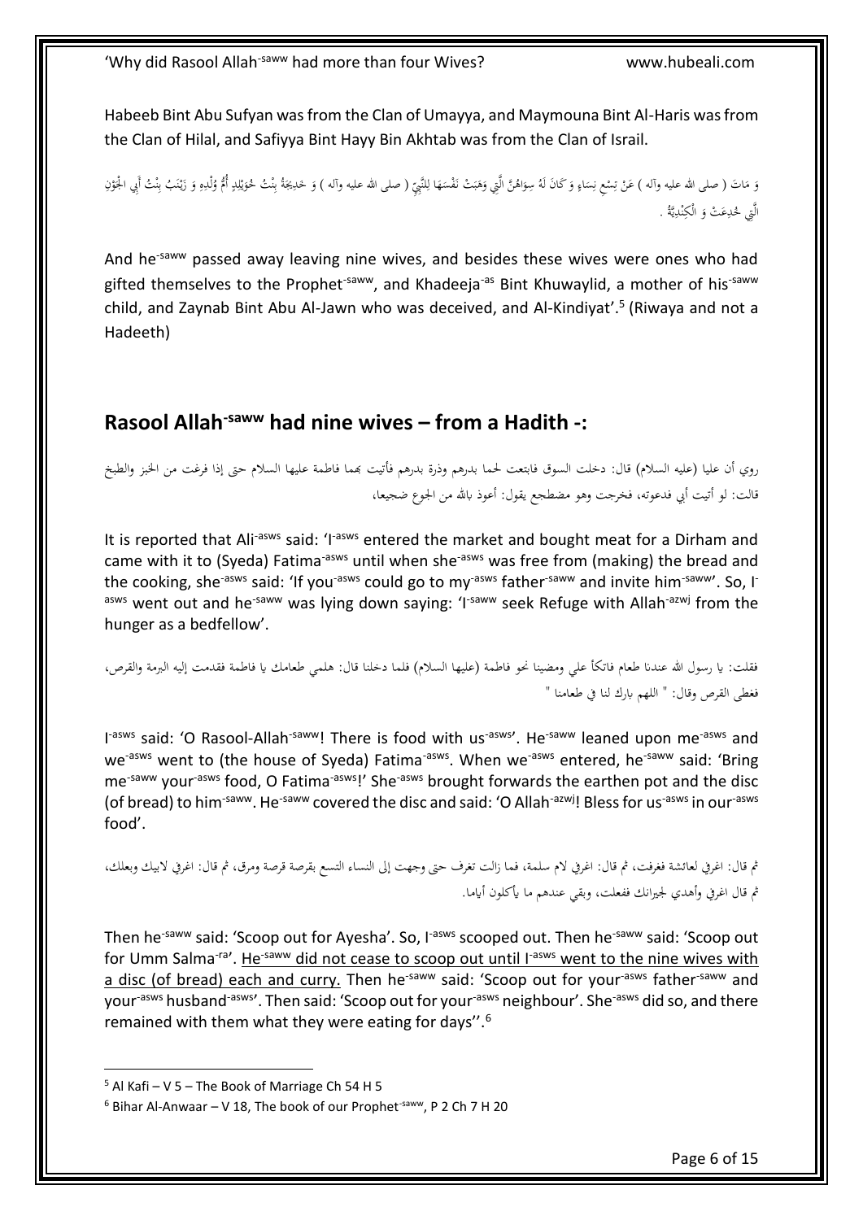Habeeb Bint Abu Sufyan was from the Clan of Umayya, and Maymouna Bint Al-Haris was from the Clan of Hilal, and Safiyya Bint Hayy Bin Akhtab was from the Clan of Israil.

وَ مَاتَ ( صلى الله عليه وآله ) عَنْ تِسْعِ نِسَاءٍ وَ كَانَ لَهُ سِوَاهُنَّ الَّتِي وَهَبَتْ نَفْسَهَا لِلنَّبِيِّ ( صلى الله عليه وآله ) وَ خَدِيجَةُ بِنْتُ خُوَيْلِدٍ أُمُّ وُلْدِهِ وَ زَيْنَبُ بِنْتُ أَبِي الْجَوْنِ الَّتِي خُدِعَتْ وَ الْكِنْدِيَّةُ .

And he-saww passed away leaving nine wives, and besides these wives were ones who had gifted themselves to the Prophet-saww, and Khadeeja-as Bint Khuwaylid, a mother of his-saww child, and Zaynab Bint Abu Al-Jawn who was deceived, and Al-Kindiyat'.[5] (Riwaya and not a Hadeeth)

## Rasool Allah-saww had nine wives – from a Hadith -:

روي أن عليا (عليه السلام) قال: دخلت السوق فابتعت لحما بدرهم وذرة بدرهم فأتيت بهما فاطمة عليها السلام حتى إذا فرغت من الخبز والطبخ قالت: لو أتيت أبي فدعوته، فخرجت وهو مضطجع يقول: أعوذ بالله من الجوع ضجيعا،

It is reported that Ali-asws said: 'I-asws entered the market and bought meat for a Dirham and came with it to (Syeda) Fatima-asws until when she-asws was free from (making) the bread and the cooking, she-asws said: 'If you-asws could go to my-asws father-saww and invite him-saww'. So, I-asws went out and he-saww was lying down saying: 'I-saww seek Refuge with Allah-azwj from the hunger as a bedfellow'.

فقلت: يا رسول الله عندنا طعام فاتكأ علي ومضينا نحو فاطمة (عليها السلام) فلما دخلنا قال: هلمي طعامك يا فاطمة فقدمت إليه البرمة والقرص، فغطى القرص وقال: " اللهم بارك لنا في طعامنا "

I-asws said: 'O Rasool-Allah-saww! There is food with us-asws'. He-saww leaned upon me-asws and we-asws went to (the house of Syeda) Fatima-asws. When we-asws entered, he-saww said: 'Bring me-saww your-asws food, O Fatima-asws!' She-asws brought forwards the earthen pot and the disc (of bread) to him-saww. He-saww covered the disc and said: 'O Allah-azwj! Bless for us-asws in our-asws food'.

ثم قال: اغرفي لعائشة فغرفت، ثم قال: اغرفي لام سلمة، فما زالت تغرف حتى وجهت إلى النساء التسع بقرصة قرصة ومرق، ثم قال: اغرفي لابيك وبعلك، ثم قال اغرفي وأهدي لجيرانك ففعلت، وبقي عندهم ما يأكلون أياما.

Then he-saww said: 'Scoop out for Ayesha'. So, I-asws scooped out. Then he-saww said: 'Scoop out for Umm Salma-ra'. He-saww did not cease to scoop out until I-asws went to the nine wives with a disc (of bread) each and curry. Then he-saww said: 'Scoop out for your-asws father-saww and your-asws husband-asws'. Then said: 'Scoop out for your-asws neighbour'. She-asws did so, and there remained with them what they were eating for days''.[6]

[5] Al Kafi – V 5 – The Book of Marriage Ch 54 H 5

[6] Bihar Al-Anwaar – V 18, The book of our Prophet-saww, P 2 Ch 7 H 20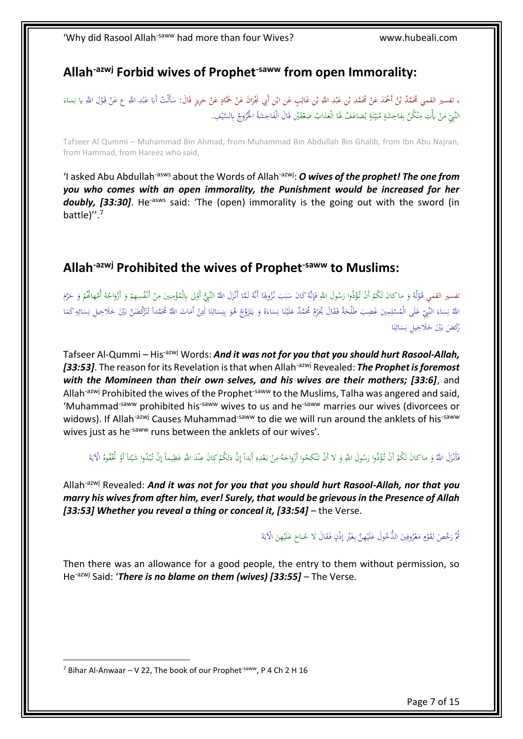## Allah-azwj Forbid wives of Prophet-saww from open Immorality:

، تفسير القمي مُحَمَّدُ بْنُ أَحْمَدَ عَنْ مُحَمَّدِ بْنِ عَبْدِ اللَّهِ بْنِ غَالِبٍ عَنِ ابْنِ أَبِي نَجْرَانَ عَنْ حَمَّادٍ عَنْ حَرِيزٍ قَالَ: سَأَلْتُ أَبَا عَبْدِ اللَّهِ ع عَنْ قَوْلِ اللَّهِ يا نِساءَ النَّبِيِّ مَنْ يَأْتِ مِنْكُنَّ بِفاحِشَةٍ مُبَيِّنَةٍ يُضاعَفْ لَهَا الْعَذابُ ضِعْفَيْنِ قَالَ الْفَاحِشَةُ الْخُرُوجُ بِالسَّيْفِ.

Tafseer Al Qummi – Muhammad Bin Ahmad, from Muhammad Bin Abdullah Bin Ghalib, from Ibn Abu Najran, from Hammad, from Hareez who said,

'I asked Abu Abdullah-asws about the Words of Allah-azwj: ***O wives of the prophet! The one from you who comes with an open immorality, the Punishment would be increased for her doubly, [33:30]***. He-asws said: 'The (open) immorality is the going out with the sword (in battle)''.[7]

## Allah-azwj Prohibited the wives of Prophet-saww to Muslims:

تفسير القمي قَوْلُهُ وَ ما كانَ لَكُمْ أَنْ تُؤْذُوا رَسُولَ اللَّهِ فَإِنَّهُ كَانَ سَبَبَ نُزُولِهَا أَنَّهُ لَمَّا أَنْزَلَ اللَّهُ النَّبِيُّ أَوْلى بِالْمُؤْمِنِينَ مِنْ أَنْفُسِهِمْ وَ أَزْواجُهُ أُمَّهاتُهُمْ وَ حَرَّمَ اللَّهُ نِسَاءَ النَّبِيِّ عَلَى الْمُسْلِمِينَ غَضِبَ طَلْحَةُ فَقَالَ يُحَرِّمُ مُحَمَّدٌ عَلَيْنَا نِسَاءَهُ وَ يَتَزَوَّجُ هُوَ بِنِسَائِنَا لَئِنْ أَمَاتَ اللَّهُ مُحَمَّداً لَنَرْكُضَنَّ بَيْنَ خَلَاخِيلِ نِسَائِهِ كَمَا رَكَضَ بَيْنَ خَلَاخِيلِ نِسَائِنَا

Tafseer Al-Qummi – His-azwj Words: ***And it was not for you that you should hurt Rasool-Allah, [33:53]***. The reason for its Revelation is that when Allah-azwj Revealed: ***The Prophet is foremost with the Momineen than their own selves, and his wives are their mothers; [33:6]***, and Allah-azwj Prohibited the wives of the Prophet-saww to the Muslims, Talha was angered and said, 'Muhammad-saww prohibited his-saww wives to us and he-saww marries our wives (divorcees or widows). If Allah-azwj Causes Muhammad-saww to die we will run around the anklets of his-saww wives just as he-saww runs between the anklets of our wives'.

فَأَنْزَلَ اللَّهُ وَ ما كانَ لَكُمْ أَنْ تُؤْذُوا رَسُولَ اللَّهِ وَ لا أَنْ تَنْكِحُوا أَزْواجَهُ مِنْ بَعْدِهِ أَبَداً إِنَّ ذلِكُمْ كانَ عِنْدَ اللَّهِ عَظِيماً إِنْ تُبْدُوا شَيْئاً أَوْ تُخْفُوهُ الْآيَةَ

Allah-azwj Revealed: ***And it was not for you that you should hurt Rasool-Allah, nor that you marry his wives from after him, ever! Surely, that would be grievous in the Presence of Allah [33:53] Whether you reveal a thing or conceal it, [33:54]*** – the Verse.

ثُمَّ رَخَّصَ لِقَوْمٍ مَعْرُوفِينَ الدُّخُولَ عَلَيْهِنَّ بِغَيْرِ إِذْنٍ فَقَالَ لا جُناحَ عَلَيْهِنَّ الْآيَةَ

Then there was an allowance for a good people, the entry to them without permission, so He-azwj Said: '***There is no blame on them (wives) [33:55]*** – The Verse.

---

[7] Bihar Al-Anwaar – V 22, The book of our Prophet-saww, P 4 Ch 2 H 16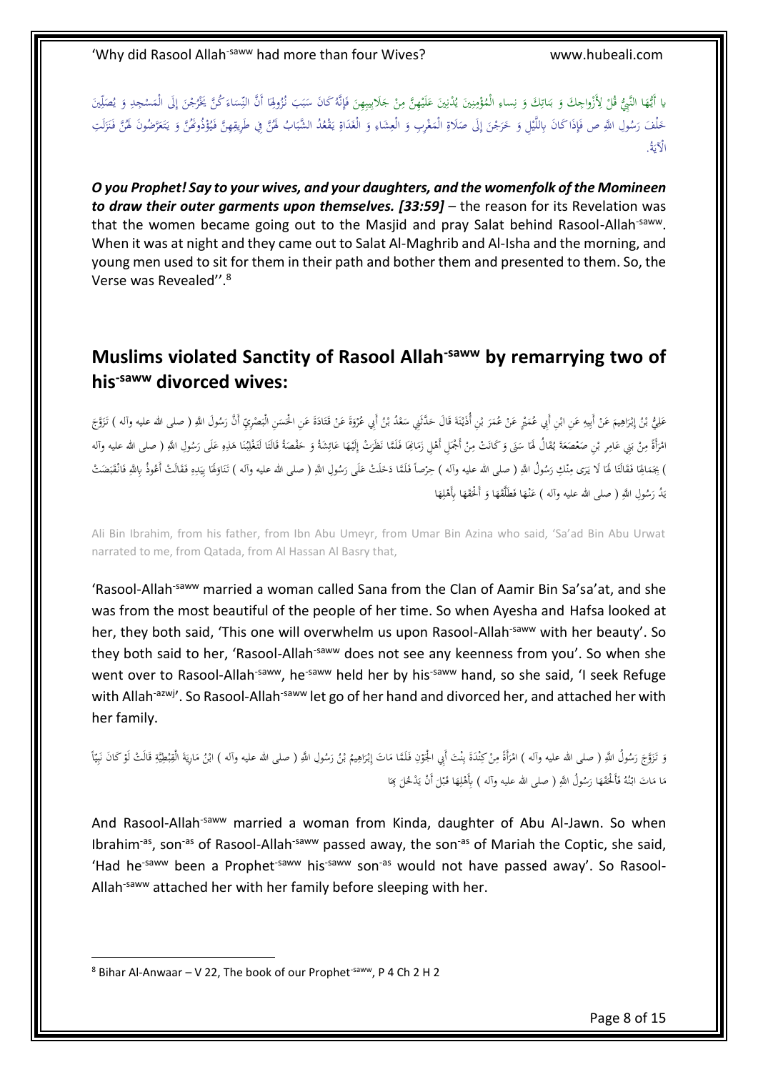يا أَيُّهَا النَّبِيُّ قُلْ لِأَزْواجِكَ وَ بَناتِكَ وَ نِساءِ الْمُؤْمِنِينَ يُدْنِينَ عَلَيْهِنَّ مِنْ جَلَابِيبِهِنَ فَإِنَّهُ كَانَ سَبَبَ نُزُولِهَا أَنَّ النِّسَاءَ كُنَّ يَخْرُجْنَ إِلَى الْمَسْجِدِ وَ يُصَلِّينَ خَلْفَ رَسُولِ اللَّهِ ص فَإِذَا كَانَ بِاللَّيْلِ وَ خَرَجْنَ إِلَى صَلَاةِ الْمَغْرِبِ وَ الْعِشَاءِ وَ الْغَدَاةِ يَقْعُدُ الشَّبَابُ لَهُنَّ فِي طَرِيقِهِنَّ فَيُؤْذُونَهُنَّ وَ يَتَعَرَّضُونَ لَهُنَّ فَنَزَلَتِ الْآيَةُ.

***O you Prophet! Say to your wives, and your daughters, and the womenfolk of the Momineen to draw their outer garments upon themselves. [33:59]*** – the reason for its Revelation was that the women became going out to the Masjid and pray Salat behind Rasool-Allah-saww. When it was at night and they came out to Salat Al-Maghrib and Al-Isha and the morning, and young men used to sit for them in their path and bother them and presented to them. So, the Verse was Revealed''.[8]

## Muslims violated Sanctity of Rasool Allah-saww by remarrying two of his-saww divorced wives:

عَلِيُّ بْنُ إِبْرَاهِيمَ عَنْ أَبِيهِ عَنِ ابْنِ أَبِي عُمَيْرٍ عَنْ عُمَرَ بْنِ أُذَيْنَةَ قَالَ حَدَّثَنِي سَعْدُ بْنُ أَبِي عُرْوَةَ عَنْ قَتَادَةَ عَنِ الْحَسَنِ الْبَصْرِيِّ أَنَّ رَسُولَ اللَّهِ ( صلى الله عليه وآله ) تَزَوَّجَ امْرَأَةً مِنْ بَنِي عَامِرِ بْنِ صَعْصَعَةَ يُقَالُ لَهَا سَنَى وَ كَانَتْ مِنْ أَجْمَلِ أَهْلِ زَمَانِهَا فَلَمَّا نَظَرَتْ إِلَيْهَا عَائِشَةُ وَ حَفْصَةُ قَالَتَا لَتَغْلِبُنَا هَذِهِ عَلَى رَسُولِ اللَّهِ ( صلى الله عليه وآله ) بِجَمَالِهَا فَقَالَتَا لَهَا لَا يَرَى مِنْكِ رَسُولُ اللَّهِ ( صلى الله عليه وآله ) حِرْصاً فَلَمَّا دَخَلَتْ عَلَى رَسُولِ اللَّهِ ( صلى الله عليه وآله ) تَنَاوَلَهَا بِيَدِهِ فَقَالَتْ أَعُوذُ بِاللَّهِ فَانْقَبَضَتْ يَدُ رَسُولِ اللَّهِ ( صلى الله عليه وآله ) عَنْهَا فَطَلَّقَهَا وَ أَلْحَقَهَا بِأَهْلِهَا

Ali Bin Ibrahim, from his father, from Ibn Abu Umeyr, from Umar Bin Azina who said, 'Sa'ad Bin Abu Urwat narrated to me, from Qatada, from Al Hassan Al Basry that,

'Rasool-Allah-saww married a woman called Sana from the Clan of Aamir Bin Sa'sa'at, and she was from the most beautiful of the people of her time. So when Ayesha and Hafsa looked at her, they both said, 'This one will overwhelm us upon Rasool-Allah-saww with her beauty'. So they both said to her, 'Rasool-Allah-saww does not see any keenness from you'. So when she went over to Rasool-Allah-saww, he-saww held her by his-saww hand, so she said, 'I seek Refuge with Allah-azwj'. So Rasool-Allah-saww let go of her hand and divorced her, and attached her with her family.

وَ تَزَوَّجَ رَسُولُ اللَّهِ ( صلى الله عليه وآله ) امْرَأَةً مِنْ كِنْدَةَ بِنْتَ أَبِي الْجَوْنِ فَلَمَّا مَاتَ إِبْرَاهِيمُ بْنُ رَسُولِ اللَّهِ ( صلى الله عليه وآله ) ابْنُ مَارِيَةَ الْقِبْطِيَّةِ قَالَتْ لَوْ كَانَ نَبِيّاً مَا مَاتَ ابْنُهُ فَأَلْحَقَهَا رَسُولُ اللَّهِ ( صلى الله عليه وآله ) بِأَهْلِهَا قَبْلَ أَنْ يَدْخُلَ بِهَا

And Rasool-Allah-saww married a woman from Kinda, daughter of Abu Al-Jawn. So when Ibrahim-as, son-as of Rasool-Allah-saww passed away, the son-as of Mariah the Coptic, she said, 'Had he-saww been a Prophet-saww his-saww son-as would not have passed away'. So Rasool-Allah-saww attached her with her family before sleeping with her.

[8] Bihar Al-Anwaar – V 22, The book of our Prophet-saww, P 4 Ch 2 H 2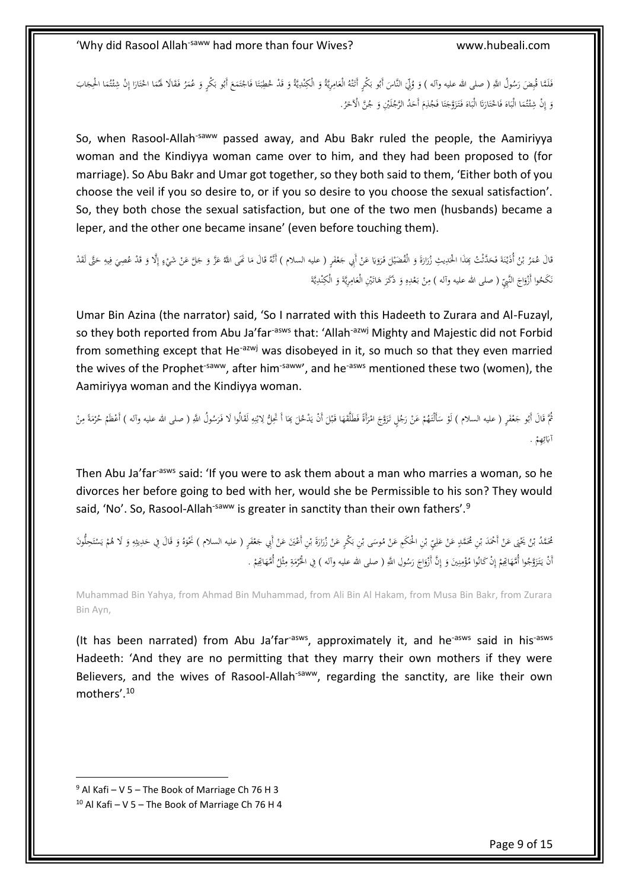فَلَمَّا قُبِضَ رَسُولُ اللَّهِ ( صلى الله عليه وآله ) وَ وُلِّيَ النَّاسَ أَبُو بَكْرٍ أَتَتْهُ الْعَامِرِيَّةُ وَ الْكِنْدِيَّةُ وَ قَدْ خُطِبَتَا فَاجْتَمَعَ أَبُو بَكْرٍ وَ عُمَرُ فَقَالَا لَهُمَا اخْتَارَا إِنْ شِئْتُمَا الْحِجَابَ وَ إِنْ شِئْتُمَا الْبَاهَ فَاخْتَارَتَا الْبَاهَ فَتَزَوَّجَتَا فَجُذِمَ أَحَدُ الرَّجُلَيْنِ وَ جُنَّ الْآخَرُ.

So, when Rasool-Allah[saww] passed away, and Abu Bakr ruled the people, the Aamiriyya woman and the Kindiyya woman came over to him, and they had been proposed to (for marriage). So Abu Bakr and Umar got together, so they both said to them, 'Either both of you choose the veil if you so desire to, or if you so desire to you choose the sexual satisfaction'. So, they both chose the sexual satisfaction, but one of the two men (husbands) became a leper, and the other one became insane' (even before touching them).

قَالَ عُمَرُ بْنُ أُذَيْنَةَ فَحَدَّثْتُ بِهَذَا الْحَدِيثِ زُرَارَةَ وَ الْفُضَيْلَ فَرَوَيَا عَنْ أَبِي جَعْفَرٍ ( عليه السلام ) أَنَّهُ قَالَ مَا نَهَى اللَّهُ عَزَّ وَ جَلَّ عَنْ شَيْءٍ إِلَّا وَ قَدْ عُصِيَ فِيهِ حَتَّى لَقَدْ نَكَحُوا أَزْوَاجَ النَّبِيِّ ( صلى الله عليه وآله ) مِنْ بَعْدِهِ وَ ذَكَرَ هَاتَيْنِ الْعَامِرِيَّةَ وَ الْكِنْدِيَّةَ

Umar Bin Azina (the narrator) said, 'So I narrated with this Hadeeth to Zurara and Al-Fuzayl, so they both reported from Abu Ja'far[asws] that: 'Allah[azwj] Mighty and Majestic did not Forbid from something except that He[azwj] was disobeyed in it, so much so that they even married the wives of the Prophet[saww], after him[saww]', and he[asws] mentioned these two (women), the Aamiriyya woman and the Kindiyya woman.

ثُمَّ قَالَ أَبُو جَعْفَرٍ ( عليه السلام ) لَوْ سَأَلْتَهُمْ عَنْ رَجُلٍ تَزَوَّجَ امْرَأَةً فَطَلَّقَهَا قَبْلَ أَنْ يَدْخُلَ بِهَا أَ تَحِلُّ لِابْنِهِ لَقَالُوا لَا فَرَسُولُ اللَّهِ ( صلى الله عليه وآله ) أَعْظَمُ حُرْمَةً مِنْ آبَائِهِمْ .

Then Abu Ja'far[asws] said: 'If you were to ask them about a man who marries a woman, so he divorces her before going to bed with her, would she be Permissible to his son? They would said, 'No'. So, Rasool-Allah[saww] is greater in sanctity than their own fathers'.[9]

مُحَمَّدُ بْنُ يَحْيَى عَنْ أَحْمَدَ بْنِ مُحَمَّدٍ عَنْ عَلِيِّ بْنِ الْحَكَمِ عَنْ مُوسَى بْنِ بَكْرٍ عَنْ زُرَارَةَ بْنِ أَعْيَنَ عَنْ أَبِي جَعْفَرٍ ( عليه السلام ) نَحْوَهُ وَ قَالَ فِي حَدِيثِهِ وَ لَا هُمْ يَسْتَحِلُّونَ أَنْ يَتَزَوَّجُوا أُمَّهَاتِهِمْ إِنْ كَانُوا مُؤْمِنِينَ وَ إِنَّ أَزْوَاجَ رَسُولِ اللَّهِ ( صلى الله عليه وآله ) فِي الْحُرْمَةِ مِثْلُ أُمَّهَاتِهِمْ .

Muhammad Bin Yahya, from Ahmad Bin Muhammad, from Ali Bin Al Hakam, from Musa Bin Bakr, from Zurara Bin Ayn,

(It has been narrated) from Abu Ja'far[asws], approximately it, and he[asws] said in his[asws] Hadeeth: 'And they are no permitting that they marry their own mothers if they were Believers, and the wives of Rasool-Allah[saww], regarding the sanctity, are like their own mothers'.[10]

---

[9] Al Kafi – V 5 – The Book of Marriage Ch 76 H 3

[10] Al Kafi – V 5 – The Book of Marriage Ch 76 H 4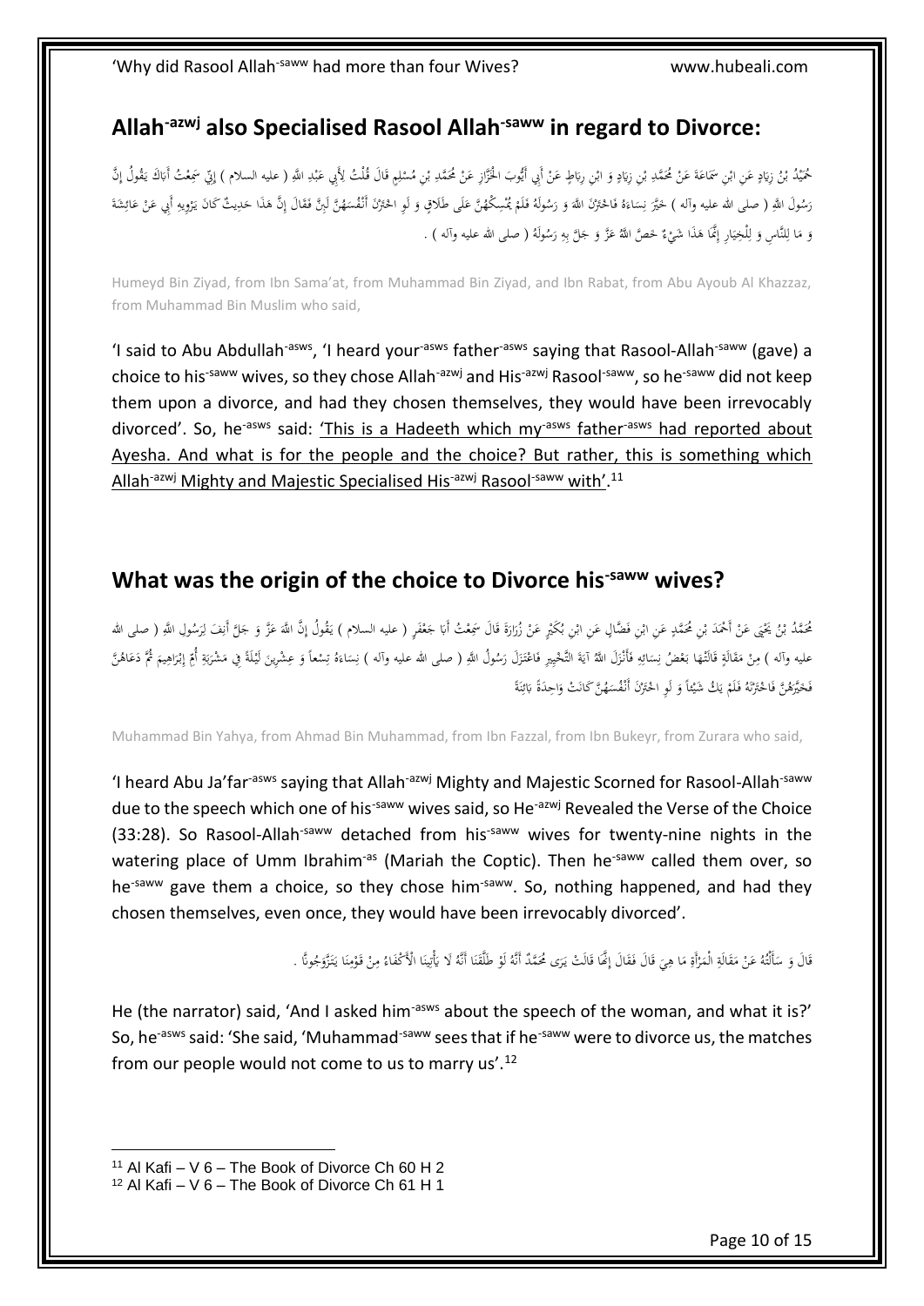## Allah-azwj also Specialised Rasool Allah-saww in regard to Divorce:

حُمَيْدُ بْنُ زِيَادٍ عَنِ ابْنِ سَمَاعَةَ عَنْ مُحَمَّدِ بْنِ زِيَادٍ وَ ابْنِ رِبَاطٍ عَنْ أَبِي أَيُّوبَ الْخَزَّازِ عَنْ مُحَمَّدِ بْنِ مُسْلِمٍ قَالَ قُلْتُ لِأَبِي عَبْدِ اللَّهِ ( عليه السلام ) إِنِّي سَمِعْتُ أَبَاكَ يَقُولُ إِنَّ رَسُولَ اللَّهِ ( صلى الله عليه وآله ) خَيَّرَ نِسَاءَهُ فَاخْتَرْنَ اللَّهَ وَ رَسُولَهُ فَلَمْ يُمْسِكْهُنَّ عَلَى طَلَاقٍ وَ لَوِ اخْتَرْنَ أَنْفُسَهُنَّ لَبِنَّ فَقَالَ إِنَّ هَذَا حَدِيثٌ كَانَ يَرْوِيهِ أَبِي عَنْ عَائِشَةَ وَ مَا لِلنَّاسِ وَ لِلْخِيَارِ إِنَّمَا هَذَا شَيْءٌ خَصَّ اللَّهُ عَزَّ وَ جَلَّ بِهِ رَسُولَهُ ( صلى الله عليه وآله ) .

Humeyd Bin Ziyad, from Ibn Sama'at, from Muhammad Bin Ziyad, and Ibn Rabat, from Abu Ayoub Al Khazzaz, from Muhammad Bin Muslim who said,

'I said to Abu Abdullah-asws, 'I heard your-asws father-asws saying that Rasool-Allah-saww (gave) a choice to his-saww wives, so they chose Allah-azwj and His-azwj Rasool-saww, so he-saww did not keep them upon a divorce, and had they chosen themselves, they would have been irrevocably divorced'. So, he-asws said: 'This is a Hadeeth which my-asws father-asws had reported about Ayesha. And what is for the people and the choice? But rather, this is something which Allah-azwj Mighty and Majestic Specialised His-azwj Rasool-saww with'.[11]

## What was the origin of the choice to Divorce his-saww wives?

مُحَمَّدُ بْنُ يَحْيَى عَنْ أَحْمَدَ بْنِ مُحَمَّدٍ عَنِ ابْنِ فَضَّالٍ عَنِ ابْنِ بُكَيْرٍ عَنْ زُرَارَةَ قَالَ سَمِعْتُ أَبَا جَعْفَرٍ ( عليه السلام ) يَقُولُ إِنَّ اللَّهَ عَزَّ وَ جَلَّ أَنِفَ لِرَسُولِ اللَّهِ ( صلى الله عليه وآله ) مِنْ مَقَالَةٍ قَالَتْهَا بَعْضُ نِسَائِهِ فَأَنْزَلَ اللَّهُ آيَةَ التَّخْيِيرِ فَاعْتَزَلَ رَسُولُ اللَّهِ ( صلى الله عليه وآله ) نِسَاءَهُ تِسْعاً وَ عِشْرِينَ لَيْلَةً فِي مَشْرَبَةِ أُمِّ إِبْرَاهِيمَ ثُمَّ دَعَاهُنَّ فَخَيَّرَهُنَّ فَاخْتَرْنَهُ فَلَمْ يَكُ شَيْئاً وَ لَوِ اخْتَرْنَ أَنْفُسَهُنَّ كَانَتْ وَاحِدَةً بَائِنَةً

Muhammad Bin Yahya, from Ahmad Bin Muhammad, from Ibn Fazzal, from Ibn Bukeyr, from Zurara who said,

'I heard Abu Ja'far-asws saying that Allah-azwj Mighty and Majestic Scorned for Rasool-Allah-saww due to the speech which one of his-saww wives said, so He-azwj Revealed the Verse of the Choice (33:28). So Rasool-Allah-saww detached from his-saww wives for twenty-nine nights in the watering place of Umm Ibrahim-as (Mariah the Coptic). Then he-saww called them over, so he-saww gave them a choice, so they chose him-saww. So, nothing happened, and had they chosen themselves, even once, they would have been irrevocably divorced'.

قَالَ وَ سَأَلْتُهُ عَنْ مَقَالَةِ الْمَرْأَةِ مَا هِيَ قَالَ فَقَالَ إِنَّهَا قَالَتْ يَرَى مُحَمَّدٌ أَنَّهُ لَوْ طَلَّقَنَا أَنَّهُ لَا يَأْتِينَا الْأَكْفَاءُ مِنْ قَوْمِنَا يَتَزَوَّجُونَّا .

He (the narrator) said, 'And I asked him-asws about the speech of the woman, and what it is?' So, he-asws said: 'She said, 'Muhammad-saww sees that if he-saww were to divorce us, the matches from our people would not come to us to marry us'.[12]

---

[11] Al Kafi – V 6 – The Book of Divorce Ch 60 H 2

[12] Al Kafi – V 6 – The Book of Divorce Ch 61 H 1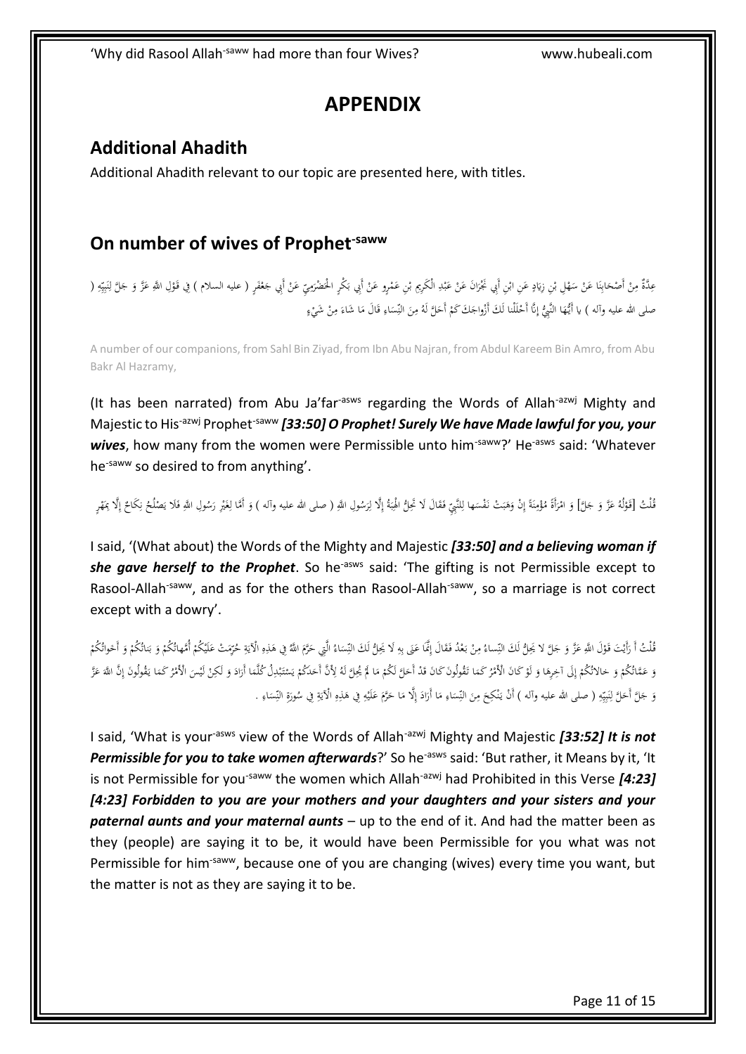# APPENDIX

## Additional Ahadith

Additional Ahadith relevant to our topic are presented here, with titles.

## On number of wives of Prophet-saww

عِدَّةٌ مِنْ أَصْحَابِنَا عَنْ سَهْلِ بْنِ زِيَادٍ عَنِ ابْنِ أَبِي نَجْرَانَ عَنْ عَبْدِ الْكَرِيمِ بْنِ عَمْرٍو عَنْ أَبِي بَكْرٍ الْحَضْرَمِيِّ عَنْ أَبِي جَعْفَرٍ ( عليه السلام ) فِي قَوْلِ اللَّهِ عَزَّ وَ جَلَّ لِنَبِيِّهِ ( صلى الله عليه وآله ) يا أَيُّهَا النَّبِيُّ إِنَّا أَحْلَلْنا لَكَ أَزْواجَكَ كَمْ أَحَلَّ لَهُ مِنَ النِّسَاءِ قَالَ مَا شَاءَ مِنْ شَيْءٍ

A number of our companions, from Sahl Bin Ziyad, from Ibn Abu Najran, from Abdul Kareem Bin Amro, from Abu Bakr Al Hazramy,

(It has been narrated) from Abu Ja'far-asws regarding the Words of Allah-azwj Mighty and Majestic to His-azwj Prophet-saww ***[33:50] O Prophet! Surely We have Made lawful for you, your wives***, how many from the women were Permissible unto him-saww?' He-asws said: 'Whatever he-saww so desired to from anything'.

قُلْتُ [قَوْلُهُ عَزَّ وَ جَلَّ] وَ امْرَأَةً مُؤْمِنَةً إِنْ وَهَبَتْ نَفْسَها لِلنَّبِيِّ فَقَالَ لَا تَحِلُّ الْهِبَةُ إِلَّا لِرَسُولِ اللَّهِ ( صلى الله عليه وآله ) وَ أَمَّا لِغَيْرِ رَسُولِ اللَّهِ فَلَا يَصْلُحُ نِكَاحٌ إِلَّا بِمَهْرٍ

I said, '(What about) the Words of the Mighty and Majestic ***[33:50] and a believing woman if she gave herself to the Prophet***. So he-asws said: 'The gifting is not Permissible except to Rasool-Allah-saww, and as for the others than Rasool-Allah-saww, so a marriage is not correct except with a dowry'.

قُلْتُ أَ رَأَيْتَ قَوْلَ اللَّهِ عَزَّ وَ جَلَّ لا يَحِلُّ لَكَ النِّساءُ مِنْ بَعْدُ فَقَالَ إِنَّمَا عَنَى بِهِ لَا يَحِلُّ لَكَ النِّسَاءُ الَّتِي حَرَّمَ اللَّهُ فِي هَذِهِ الْآيَةِ حُرِّمَتْ عَلَيْكُمْ أُمَّهاتُكُمْ وَ بَناتُكُمْ وَ أَخَواتُكُمْ وَ عَمَّاتُكُمْ وَ خالاتُكُمْ إِلَى آخِرِهَا وَ لَوْ كَانَ الْأَمْرُ كَمَا تَقُولُونَ كَانَ قَدْ أَحَلَّ لَكُمْ مَا لَمْ يُحِلَّ لَهُ لِأَنَّ أَحَدَكُمْ يَسْتَبْدِلُ كُلَّمَا أَرَادَ وَ لَكِنْ لَيْسَ الْأَمْرُ كَمَا يَقُولُونَ إِنَّ اللَّهَ عَزَّ وَ جَلَّ أَحَلَّ لِنَبِيِّهِ ( صلى الله عليه وآله ) أَنْ يَنْكِحَ مِنَ النِّسَاءِ مَا أَرَادَ إِلَّا مَا حَرَّمَ عَلَيْهِ فِي هَذِهِ الْآيَةِ فِي سُورَةِ النِّسَاءِ .

I said, 'What is your-asws view of the Words of Allah-azwj Mighty and Majestic ***[33:52] It is not Permissible for you to take women afterwards***?' So he-asws said: 'But rather, it Means by it, 'It is not Permissible for you-saww the women which Allah-azwj had Prohibited in this Verse ***[4:23] [4:23] Forbidden to you are your mothers and your daughters and your sisters and your paternal aunts and your maternal aunts*** – up to the end of it. And had the matter been as they (people) are saying it to be, it would have been Permissible for you what was not Permissible for him-saww, because one of you are changing (wives) every time you want, but the matter is not as they are saying it to be.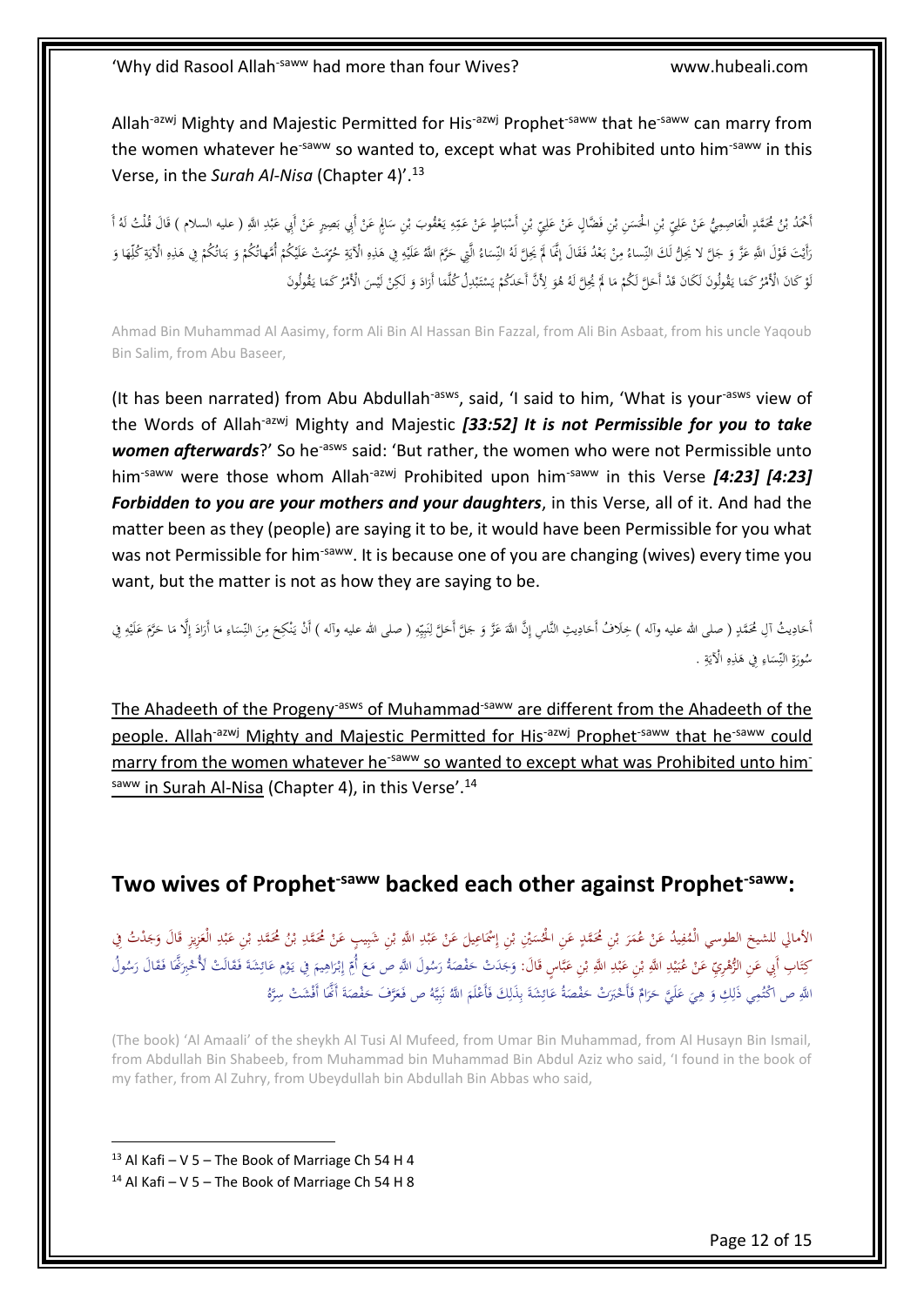Allah[-azwj] Mighty and Majestic Permitted for His[-azwj] Prophet[-saww] that he[-saww] can marry from the women whatever he[-saww] so wanted to, except what was Prohibited unto him[-saww] in this Verse, in the *Surah Al-Nisa* (Chapter 4)'.[13]

أَحْمَدُ بْنُ مُحَمَّدٍ الْعَاصِمِيُّ عَنْ عَلِيِّ بْنِ الْحَسَنِ بْنِ فَضَّالٍ عَنْ عَلِيِّ بْنِ أَسْبَاطٍ عَنْ عَمِّهِ يَعْقُوبَ بْنِ سَالِمٍ عَنْ أَبِي بَصِيرٍ عَنْ أَبِي عَبْدِ اللَّهِ ( عليه السلام ) قَالَ قُلْتُ لَهُ أَ رَأَيْتَ قَوْلَ اللَّهِ عَزَّ وَ جَلَّ لا يَحِلُّ لَكَ النِّساءُ مِنْ بَعْدُ فَقَالَ إِنَّمَا لَمْ يَحِلَّ لَهُ النِّسَاءُ الَّتِي حَرَّمَ اللَّهُ عَلَيْهِ فِي هَذِهِ الْآيَةِ حُرِّمَتْ عَلَيْكُمْ أُمَّهاتُكُمْ وَ بَناتُكُمْ فِي هَذِهِ الْآيَةِ كُلِّهَا وَ لَوْ كَانَ الْأَمْرُ كَمَا يَقُولُونَ لَكَانَ قَدْ أَحَلَّ لَكُمْ مَا لَمْ يُحِلَّ لَهُ هُوَ لِأَنَّ أَحَدَكُمْ يَسْتَبْدِلُ كُلَّمَا أَرَادَ وَ لَكِنْ لَيْسَ الْأَمْرُ كَمَا يَقُولُونَ

Ahmad Bin Muhammad Al Aasimy, form Ali Bin Al Hassan Bin Fazzal, from Ali Bin Asbaat, from his uncle Yaqoub Bin Salim, from Abu Baseer,

(It has been narrated) from Abu Abdullah[-asws], said, 'I said to him, 'What is your[-asws] view of the Words of Allah[-azwj] Mighty and Majestic ***[33:52] It is not Permissible for you to take women afterwards***?' So he[-asws] said: 'But rather, the women who were not Permissible unto him[-saww] were those whom Allah[-azwj] Prohibited upon him[-saww] in this Verse ***[4:23] [4:23] Forbidden to you are your mothers and your daughters***, in this Verse, all of it. And had the matter been as they (people) are saying it to be, it would have been Permissible for you what was not Permissible for him[-saww]. It is because one of you are changing (wives) every time you want, but the matter is not as how they are saying to be.

أَحَادِيثُ آلِ مُحَمَّدٍ ( صلى الله عليه وآله ) خِلَافُ أَحَادِيثِ النَّاسِ إِنَّ اللَّهَ عَزَّ وَ جَلَّ أَحَلَّ لِنَبِيِّهِ ( صلى الله عليه وآله ) أَنْ يَنْكِحَ مِنَ النِّسَاءِ مَا أَرَادَ إِلَّا مَا حَرَّمَ عَلَيْهِ فِي سُورَةِ النِّسَاءِ فِي هَذِهِ الْآيَةِ .

<u>The Ahadeeth of the Progeny[-asws] of Muhammad[-saww] are different from the Ahadeeth of the people. Allah[-azwj] Mighty and Majestic Permitted for His[-azwj] Prophet[-saww] that he[-saww] could marry from the women whatever he[-saww] so wanted to except what was Prohibited unto him[-saww] in Surah Al-Nisa (Chapter 4), in this Verse</u>'.[14]

## Two wives of Prophet[-saww] backed each other against Prophet[-saww]:

الأمالي للشيخ الطوسي الْمُفِيدُ عَنْ عُمَرَ بْنِ مُحَمَّدٍ عَنِ الْحُسَيْنِ بْنِ إِسْمَاعِيلَ عَنْ عَبْدِ اللَّهِ بْنِ شَبِيبٍ عَنْ مُحَمَّدِ بْنِ مُحَمَّدِ بْنِ عَبْدِ الْعَزِيزِ قَالَ وَجَدْتُ فِي كِتَابِ أَبِي عَنِ الزُّهْرِيِّ عَنْ عُبَيْدِ اللَّهِ بْنِ عَبْدِ اللَّهِ بْنِ عَبَّاسٍ قَالَ: وَجَدَتْ حَفْصَةُ رَسُولَ اللَّهِ ص مَعَ أُمِّ إِبْرَاهِيمَ فِي يَوْمِ عَائِشَةَ فَقَالَتْ لَأُخْبِرَنَّهَا فَقَالَ رَسُولُ اللَّهِ ص اكْتُمِي ذَلِكِ وَ هِيَ عَلَيَّ حَرَامٌ فَأَخْبَرَتْ حَفْصَةُ عَائِشَةَ بِذَلِكَ فَأَعْلَمَ اللَّهُ نَبِيَّهُ ص فَعَرَّفَ حَفْصَةَ أَنَّهَا أَفْشَتْ سِرَّهُ

(The book) 'Al Amaali' of the sheykh Al Tusi Al Mufeed, from Umar Bin Muhammad, from Al Husayn Bin Ismail, from Abdullah Bin Shabeeb, from Muhammad bin Muhammad Bin Abdul Aziz who said, 'I found in the book of my father, from Al Zuhry, from Ubeydullah bin Abdullah Bin Abbas who said,

---

[13] Al Kafi – V 5 – The Book of Marriage Ch 54 H 4

[14] Al Kafi – V 5 – The Book of Marriage Ch 54 H 8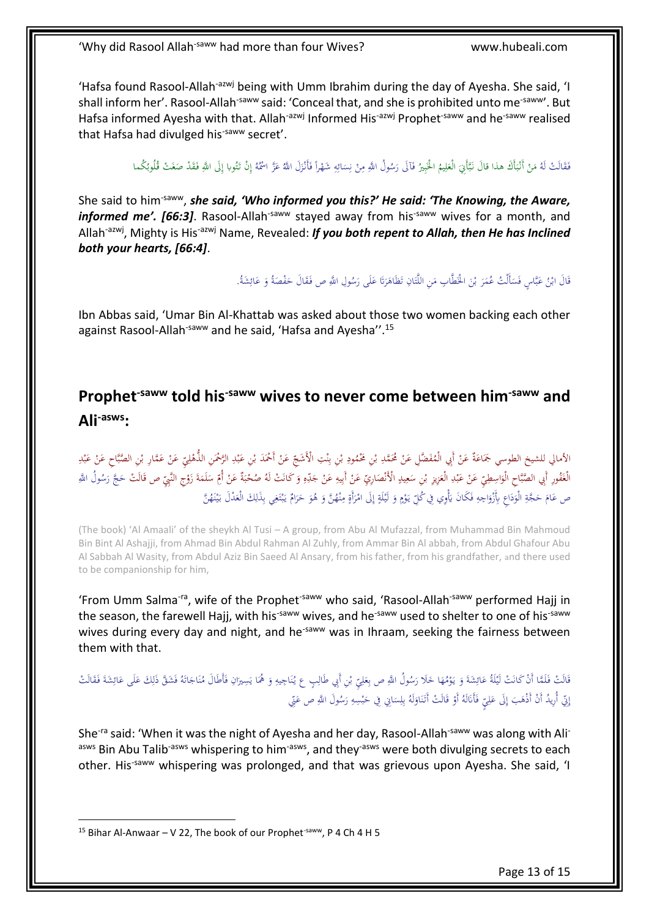'Hafsa found Rasool-Allah-azwj being with Umm Ibrahim during the day of Ayesha. She said, 'I shall inform her'. Rasool-Allah-saww said: 'Conceal that, and she is prohibited unto me-saww'. But Hafsa informed Ayesha with that. Allah-azwj Informed His-azwj Prophet-saww and he-saww realised that Hafsa had divulged his-saww secret'.

فَقَالَتْ لَهُ مَنْ أَنْبَأَكَ هذا قالَ نَبَّأَنِيَ الْعَلِيمُ الْخَبِيرُ فَآلَى رَسُولُ اللَّهِ مِنْ نِسَائِهِ شَهْراً فَأَنْزَلَ اللَّهُ عَزَّ اسْمُهُ إِنْ تَتُوبا إِلَى اللَّهِ فَقَدْ صَغَتْ قُلُوبُكُما

She said to him-saww, ***she said, 'Who informed you this?' He said: 'The Knowing, the Aware, informed me'. [66:3]***. Rasool-Allah-saww stayed away from his-saww wives for a month, and Allah-azwj, Mighty is His-azwj Name, Revealed: ***If you both repent to Allah, then He has Inclined both your hearts, [66:4]***.

قَالَ ابْنُ عَبَّاسٍ فَسَأَلْتُ عُمَرَ بْنَ الْخَطَّابِ مَنِ اللَّتَانِ تَظَاهَرَتَا عَلَى رَسُولِ اللَّهِ ص فَقَالَ حَفْصَةُ وَ عَائِشَةُ.

Ibn Abbas said, 'Umar Bin Al-Khattab was asked about those two women backing each other against Rasool-Allah-saww and he said, 'Hafsa and Ayesha''.[15]

## Prophet-saww told his-saww wives to never come between him-saww and Ali-asws:

الأمالي للشيخ الطوسي جَمَاعَةٌ عَنْ أَبِي الْمُفَضَّلِ عَنْ مُحَمَّدِ بْنِ مَحْمُودِ بْنِ بِنْتِ الْأَشَجِّ عَنْ أَحْمَدَ بْنِ عَبْدِ الرَّحْمَنِ الذُّهْلِيِّ عَنْ عَمَّارِ بْنِ الصَّبَّاحِ عَنْ عَبْدِ الْغَفُورِ أَبِي الصَّبَّاحِ الْوَاسِطِيِّ عَنْ عَبْدِ الْعَزِيزِ بْنِ سَعِيدٍ الْأَنْصَارِيِّ عَنْ أَبِيهِ عَنْ جَدِّهِ وَ كَانَتْ لَهُ صُحْبَةٌ عَنْ أُمِّ سَلَمَةَ زَوْجِ النَّبِيِّ ص قَالَتْ حَجَّ رَسُولُ اللَّهِ ص عَامَ حَجَّةِ الْوَدَاعِ بِأَزْوَاجِهِ فَكَانَ يَأْوِي فِي كُلِّ يَوْمٍ وَ لَيْلَةٍ إِلَى امْرَأَةٍ مِنْهُنَّ وَ هُوَ حَرَامٌ يَبْتَغِي بِذَلِكَ الْعَدْلَ بَيْنَهُنَّ

(The book) 'Al Amaali' of the sheykh Al Tusi – A group, from Abu Al Mufazzal, from Muhammad Bin Mahmoud Bin Bint Al Ashajji, from Ahmad Bin Abdul Rahman Al Zuhly, from Ammar Bin Al abbah, from Abdul Ghafour Abu Al Sabbah Al Wasity, from Abdul Aziz Bin Saeed Al Ansary, from his father, from his grandfather, and there used to be companionship for him,

'From Umm Salma-ra, wife of the Prophet-saww who said, 'Rasool-Allah-saww performed Hajj in the season, the farewell Hajj, with his-saww wives, and he-saww used to shelter to one of his-saww wives during every day and night, and he-saww was in Ihraam, seeking the fairness between them with that.

قَالَتْ فَلَمَّا أَنْ كَانَتْ لَيْلَةُ عَائِشَةَ وَ يَوْمُهَا خَلَا رَسُولُ اللَّهِ ص بِعَلِيِّ بْنِ أَبِي طَالِبٍ ع يُنَاجِيهِ وَ هُمَا يَسِيرَانِ فَأَطَالَ مُنَاجَاتَهُ فَشَقَّ ذَلِكَ عَلَى عَائِشَةَ فَقَالَتْ إِنِّي أُرِيدُ أَنْ أَذْهَبَ إِلَى عَلِيٍّ فَأَنَالَهُ أَوْ قَالَتْ أَتَنَاوَلَهُ بِلِسَانِي فِي حَبْسِهِ رَسُولَ اللَّهِ ص عَنِّي

She-ra said: 'When it was the night of Ayesha and her day, Rasool-Allah-saww was along with Ali-asws Bin Abu Talib-asws whispering to him-asws, and they-asws were both divulging secrets to each other. His-saww whispering was prolonged, and that was grievous upon Ayesha. She said, 'I

[15] Bihar Al-Anwaar – V 22, The book of our Prophet-saww, P 4 Ch 4 H 5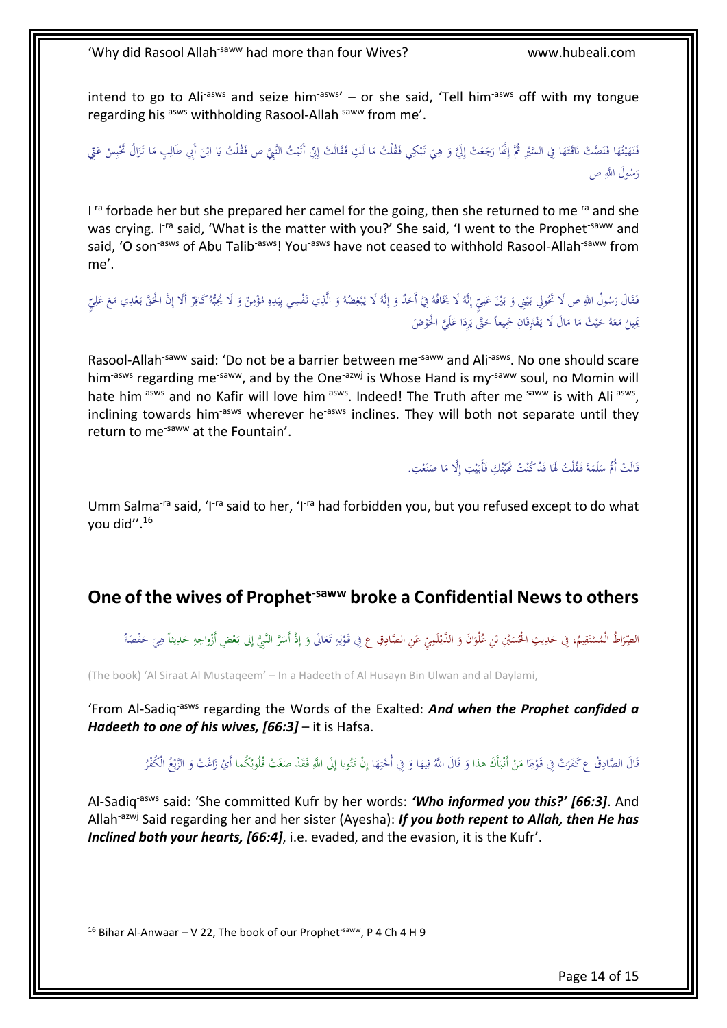intend to go to Ali-asws and seize him-asws' – or she said, 'Tell him-asws off with my tongue regarding his-asws withholding Rasool-Allah-saww from me'.

فَنَهَيْتُهَا فَنَصَّتْ نَاقَتَهَا فِي السَّيْرِ ثُمَّ إِنَّهَا رَجَعَتْ إِلَيَّ وَ هِيَ تَبْكِي فَقُلْتُ مَا لَكِ فَقَالَتْ إِنِّي أَتَيْتُ النَّبِيَّ ص فَقُلْتُ يَا ابْنَ أَبِي طَالِبٍ مَا تَزَالُ تَحْبِسُ عَنِّي رَسُولَ اللَّهِ ص

I-ra forbade her but she prepared her camel for the going, then she returned to me-ra and she was crying. I-ra said, 'What is the matter with you?' She said, 'I went to the Prophet-saww and said, 'O son-asws of Abu Talib-asws! You-asws have not ceased to withhold Rasool-Allah-saww from me'.

فَقَالَ رَسُولُ اللَّهِ ص لَا تَحُولِي بَيْنِي وَ بَيْنَ عَلِيٍّ إِنَّهُ لَا يَخَافُهُ فِيَّ أَحَدٌ وَ إِنَّهُ لَا يُبْغِضُهُ وَ الَّذِي نَفْسِي بِيَدِهِ مُؤْمِنٌ وَ لَا يُحِبُّهُ كَافِرٌ أَلَا إِنَّ الْحَقَّ بَعْدِي مَعَ عَلِيٍّ يَمِيلُ مَعَهُ حَيْثُ مَا مَالَ لَا يَفْتَرِقَانِ جَمِيعاً حَتَّى يَرِدَا عَلَيَّ الْحَوْضَ

Rasool-Allah-saww said: 'Do not be a barrier between me-saww and Ali-asws. No one should scare him-asws regarding me-saww, and by the One-azwj is Whose Hand is my-saww soul, no Momin will hate him-asws and no Kafir will love him-asws. Indeed! The Truth after me-saww is with Ali-asws, inclining towards him-asws wherever he-asws inclines. They will both not separate until they return to me-saww at the Fountain'.

قَالَتْ أُمُّ سَلَمَةَ فَقُلْتُ لَهَا قَدْ كُنْتُ نَهَيْتُكِ فَأَبَيْتِ إِلَّا مَا صَنَعْتِ.

Umm Salma-ra said, 'I-ra said to her, 'I-ra had forbidden you, but you refused except to do what you did''.[16]

## One of the wives of Prophet-saww broke a Confidential News to others

الصِّرَاطُ الْمُسْتَقِيمُ، فِي حَدِيثِ الْحُسَيْنِ بْنِ عُلْوَانَ وَ الدَّيْلَمِيِّ عَنِ الصَّادِقِ ع فِي قَوْلِهِ تَعَالَى وَ إِذْ أَسَرَّ النَّبِيُّ إِلى‏ بَعْضِ أَزْواجِهِ حَدِيثاً هِيَ حَفْصَةُ

(The book) 'Al Siraat Al Mustaqeem' – In a Hadeeth of Al Husayn Bin Ulwan and al Daylami,

'From Al-Sadiq-asws regarding the Words of the Exalted: ***And when the Prophet confided a Hadeeth to one of his wives, [66:3]*** – it is Hafsa.

قَالَ الصَّادِقُ ع كَفَرَتْ فِي قَوْلِهَا مَنْ أَنْبَأَكَ هذا وَ قَالَ اللَّهُ فِيهَا وَ فِي أُخْتِهَا إِنْ تَتُوبا إِلَى اللَّهِ فَقَدْ صَغَتْ قُلُوبُكُما أَيْ زَاغَتْ وَ الزَّيْغُ الْكُفْرُ

Al-Sadiq-asws said: 'She committed Kufr by her words: ***'Who informed you this?' [66:3]***. And Allah-azwj Said regarding her and her sister (Ayesha): ***If you both repent to Allah, then He has Inclined both your hearts, [66:4]***, i.e. evaded, and the evasion, it is the Kufr'.

---

[16] Bihar Al-Anwaar – V 22, The book of our Prophet-saww, P 4 Ch 4 H 9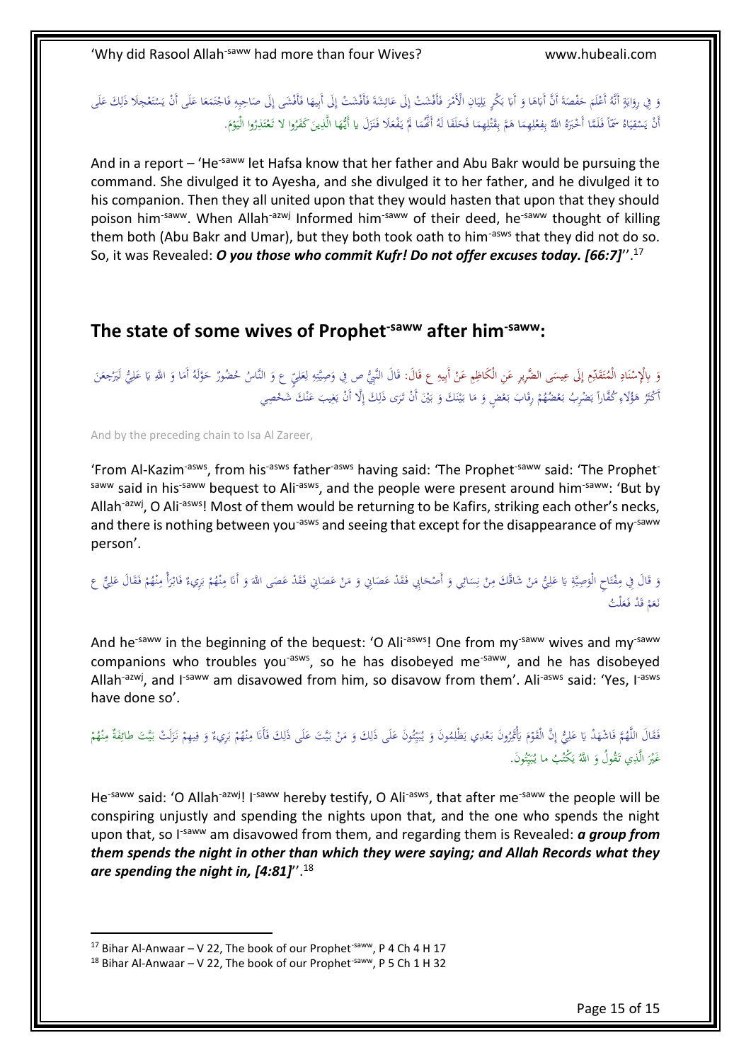وَ فِي رِوَايَةٍ أَنَّهُ أَعْلَمَ حَفْصَةَ أَنَّ أَبَاهَا وَ أَبَا بَكْرٍ يَلِيَانِ الْأَمْرَ فَأَفْشَتْ إِلَى عَائِشَةَ فَأَفْشَتْ إِلَى أَبِيهَا فَأَفْشَى إِلَى صَاحِبِهِ فَاجْتَمَعَا عَلَى أَنْ يَسْتَعْجِلَا ذَلِكَ عَلَى أَنْ يَسْقِيَاهُ سَمّاً فَلَمَّا أَخْبَرَهُ اللَّهُ بِفِعْلِهِمَا هَمَّ بِقَتْلِهِمَا فَحَلَفَا لَهُ أَنَّهُمَا لَمْ يَفْعَلَا فَنَزَلَ يا أَيُّهَا الَّذِينَ كَفَرُوا لا تَعْتَذِرُوا الْيَوْمَ.

And in a report – 'He[-saww] let Hafsa know that her father and Abu Bakr would be pursuing the command. She divulged it to Ayesha, and she divulged it to her father, and he divulged it to his companion. Then they all united upon that they would hasten that upon that they should poison him[-saww]. When Allah[-azwj] Informed him[-saww] of their deed, he[-saww] thought of killing them both (Abu Bakr and Umar), but they both took oath to him[-asws] that they did not do so. So, it was Revealed: ***O you those who commit Kufr! Do not offer excuses today. [66:7]***''.[17]

## The state of some wives of Prophet[-saww] after him[-saww]:

وَ بِالْإِسْنَادِ الْمُتَقَدِّمِ إِلَى عِيسَى الضَّرِيرِ عَنِ الْكَاظِمِ عَنْ أَبِيهِ ع قَالَ: قَالَ النَّبِيُّ ص فِي وَصِيَّتِهِ لِعَلِيٍّ ع وَ النَّاسُ حُضُورٌ حَوْلَهُ أَمَا وَ اللَّهِ يَا عَلِيُّ لَيَرْجِعَنَّ أَكْثَرُ هَؤُلَاءِ كُفَّاراً يَضْرِبُ بَعْضُهُمْ رِقَابَ بَعْضٍ وَ مَا بَيْنَكَ وَ بَيْنَ أَنْ تَرَى ذَلِكَ إِلَّا أَنْ يَغِيبَ عَنْكَ شَخْصِي

And by the preceding chain to Isa Al Zareer,

'From Al-Kazim[-asws], from his[-asws] father[-asws] having said: 'The Prophet[-saww] said: 'The Prophet[-saww] said in his[-saww] bequest to Ali[-asws], and the people were present around him[-saww]: 'But by Allah[-azwj], O Ali[-asws]! Most of them would be returning to be Kafirs, striking each other's necks, and there is nothing between you[-asws] and seeing that except for the disappearance of my[-saww] person'.

وَ قَالَ فِي مِفْتَاحِ الْوَصِيَّةِ يَا عَلِيُّ مَنْ شَاقَّكَ مِنْ نِسَائِي وَ أَصْحَابِي فَقَدْ عَصَانِي وَ مَنْ عَصَانِي فَقَدْ عَصَى اللَّهَ وَ أَنَا مِنْهُمْ بَرِيءٌ فَابْرَأْ مِنْهُمْ فَقَالَ عَلِيٌّ ع نَعَمْ قَدْ فَعَلْتُ

And he[-saww] in the beginning of the bequest: 'O Ali[-asws]! One from my[-saww] wives and my[-saww] companions who troubles you[-asws], so he has disobeyed me[-saww], and he has disobeyed Allah[-azwj], and I[-saww] am disavowed from him, so disavow from them'. Ali[-asws] said: 'Yes, I[-asws] have done so'.

فَقَالَ اللَّهُمَّ فَاشْهَدْ يَا عَلِيُّ إِنَّ الْقَوْمَ يَأْتَمِرُونَ بَعْدِي يَظْلِمُونَ وَ يُبَيِّتُونَ عَلَى ذَلِكَ وَ مَنْ بَيَّتَ عَلَى ذَلِكَ فَأَنَا مِنْهُمْ بَرِيءٌ وَ فِيهِمْ نَزَلَتْ بَيَّتَ طائِفَةٌ مِنْهُمْ غَيْرَ الَّذِي تَقُولُ وَ اللَّهُ يَكْتُبُ ما يُبَيِّتُونَ.

He[-saww] said: 'O Allah[-azwj]! I[-saww] hereby testify, O Ali[-asws], that after me[-saww] the people will be conspiring unjustly and spending the nights upon that, and the one who spends the night upon that, so I[-saww] am disavowed from them, and regarding them is Revealed: ***a group from them spends the night in other than which they were saying; and Allah Records what they are spending the night in, [4:81]***''.[18]

---

[17] Bihar Al-Anwaar – V 22, The book of our Prophet[-saww], P 4 Ch 4 H 17

[18] Bihar Al-Anwaar – V 22, The book of our Prophet[-saww], P 5 Ch 1 H 32